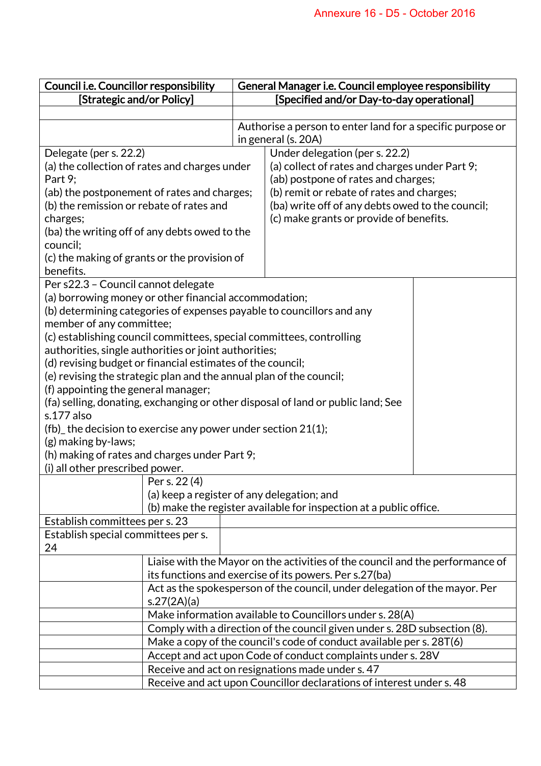Annexure 16 - D5 - October 2016

| Council i.e. Councillor responsibility [Strategic and/or Policy] | General Manager i.e. Council employee responsibility [Specified and/or Day-to-day operational] |
|---|---|
| | |
| | Authorise a person to enter land for a specific purpose or in general (s. 20A) |
| Delegate (per s. 22.2)<br>(a) the collection of rates and charges under Part 9;<br>(ab) the postponement of rates and charges;<br>(b) the remission or rebate of rates and charges;<br>(ba) the writing off of any debts owed to the council;<br>(c) the making of grants or the provision of benefits. | Under delegation (per s. 22.2)<br>(a) collect of rates and charges under Part 9;<br>(ab) postpone of rates and charges;<br>(b) remit or rebate of rates and charges;<br>(ba) write off of any debts owed to the council;<br>(c) make grants or provide of benefits. |
| Per s22.3 – Council cannot delegate<br>(a) borrowing money or other financial accommodation;<br>(b) determining categories of expenses payable to councillors and any member of any committee;<br>(c) establishing council committees, special committees, controlling authorities, single authorities or joint authorities;<br>(d) revising budget or financial estimates of the council;<br>(e) revising the strategic plan and the annual plan of the council;<br>(f) appointing the general manager;<br>(fa) selling, donating, exchanging or other disposal of land or public land; See s.177 also<br>(fb)_ the decision to exercise any power under section 21(1);<br>(g) making by-laws;<br>(h) making of rates and charges under Part 9;<br>(i) all other prescribed power. | |
| | Per s. 22 (4)<br>(a) keep a register of any delegation; and<br>(b) make the register available for inspection at a public office. |
| Establish committees per s. 23 | |
| Establish special committees per s. 24 | |
| | Liaise with the Mayor on the activities of the council and the performance of its functions and exercise of its powers. Per s.27(ba) |
| | Act as the spokesperson of the council, under delegation of the mayor. Per s.27(2A)(a) |
| | Make information available to Councillors under s. 28(A) |
| | Comply with a direction of the council given under s. 28D subsection (8). |
| | Make a copy of the council's code of conduct available per s. 28T(6) |
| | Accept and act upon Code of conduct complaints under s. 28V |
| | Receive and act on resignations made under s. 47 |
| | Receive and act upon Councillor declarations of interest under s. 48 |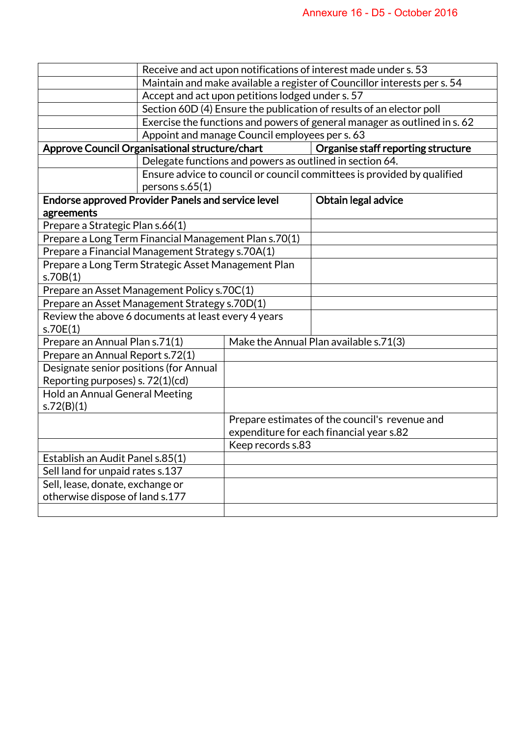| | |
|---|---|
| | Receive and act upon notifications of interest made under s. 53 |
| | Maintain and make available a register of Councillor interests per s. 54 |
| | Accept and act upon petitions lodged under s. 57 |
| | Section 60D (4) Ensure the publication of results of an elector poll |
| | Exercise the functions and powers of general manager as outlined in s. 62 |
| | Appoint and manage Council employees per s. 63 |
| **Approve Council Organisational structure/chart** | **Organise staff reporting structure** |
| | Delegate functions and powers as outlined in section 64. |
| | Ensure advice to council or council committees is provided by qualified persons s.65(1) |
| **Endorse approved Provider Panels and service level agreements** | **Obtain legal advice** |
| Prepare a Strategic Plan s.66(1) | |
| Prepare a Long Term Financial Management Plan s.70(1) | |
| Prepare a Financial Management Strategy s.70A(1) | |
| Prepare a Long Term Strategic Asset Management Plan s.70B(1) | |
| Prepare an Asset Management Policy s.70C(1) | |
| Prepare an Asset Management Strategy s.70D(1) | |
| Review the above 6 documents at least every 4 years s.70E(1) | |
| Prepare an Annual Plan s.71(1) | Make the Annual Plan available s.71(3) |
| Prepare an Annual Report s.72(1) | |
| Designate senior positions (for Annual Reporting purposes) s. 72(1)(cd) | |
| Hold an Annual General Meeting s.72(B)(1) | |
| | Prepare estimates of the council's revenue and expenditure for each financial year s.82 |
| | Keep records s.83 |
| Establish an Audit Panel s.85(1) | |
| Sell land for unpaid rates s.137 | |
| Sell, lease, donate, exchange or otherwise dispose of land s.177 | |
| | |